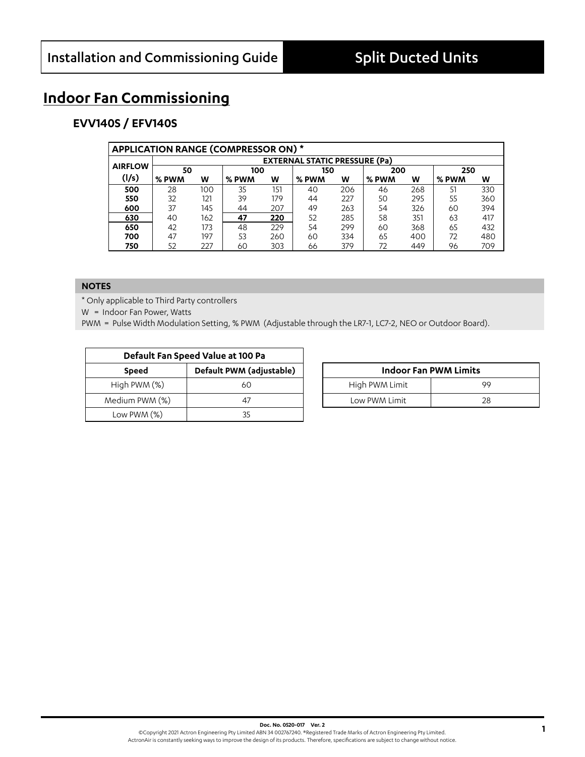Installation and Commissioning Guide | Split Ducted Units

# Indoor Fan Commissioning

## EVV140S / EFV140S

| APPLICATION RANGE (COMPRESSOR ON) * | | | | | | | | | | |
|---|---|---|---|---|---|---|---|---|---|---|
| **AIRFLOW (l/s)** | **EXTERNAL STATIC PRESSURE (Pa)** | | | | | | | | | |
| | **50** | | **100** | | **150** | | **200** | | **250** | |
| | **% PWM** | **W** | **% PWM** | **W** | **% PWM** | **W** | **% PWM** | **W** | **% PWM** | **W** |
| **500** | 28 | 100 | 35 | 151 | 40 | 206 | 46 | 268 | 51 | 330 |
| **550** | 32 | 121 | 39 | 179 | 44 | 227 | 50 | 295 | 55 | 360 |
| **600** | 37 | 145 | 44 | 207 | 49 | 263 | 54 | 326 | 60 | 394 |
| **630** | 40 | 162 | **47** | **220** | 52 | 285 | 58 | 351 | 63 | 417 |
| **650** | 42 | 173 | 48 | 229 | 54 | 299 | 60 | 368 | 65 | 432 |
| **700** | 47 | 197 | 53 | 260 | 60 | 334 | 65 | 400 | 72 | 480 |
| **750** | 52 | 227 | 60 | 303 | 66 | 379 | 72 | 449 | 96 | 709 |

**NOTES**

* Only applicable to Third Party controllers

W = Indoor Fan Power, Watts

PWM = Pulse Width Modulation Setting, % PWM (Adjustable through the LR7-1, LC7-2, NEO or Outdoor Board).

| Default Fan Speed Value at 100 Pa | |
|---|---|
| **Speed** | **Default PWM (adjustable)** |
| High PWM (%) | 60 |
| Medium PWM (%) | 47 |
| Low PWM (%) | 35 |

| Indoor Fan PWM Limits | |
|---|---|
| High PWM Limit | 99 |
| Low PWM Limit | 28 |

**Doc. No. 0520-017 Ver. 2**
©Copyright 2021 Actron Engineering Pty Limited ABN 34 002767240. ®Registered Trade Marks of Actron Engineering Pty Limited.
ActronAir is constantly seeking ways to improve the design of its products. Therefore, specifications are subject to change without notice.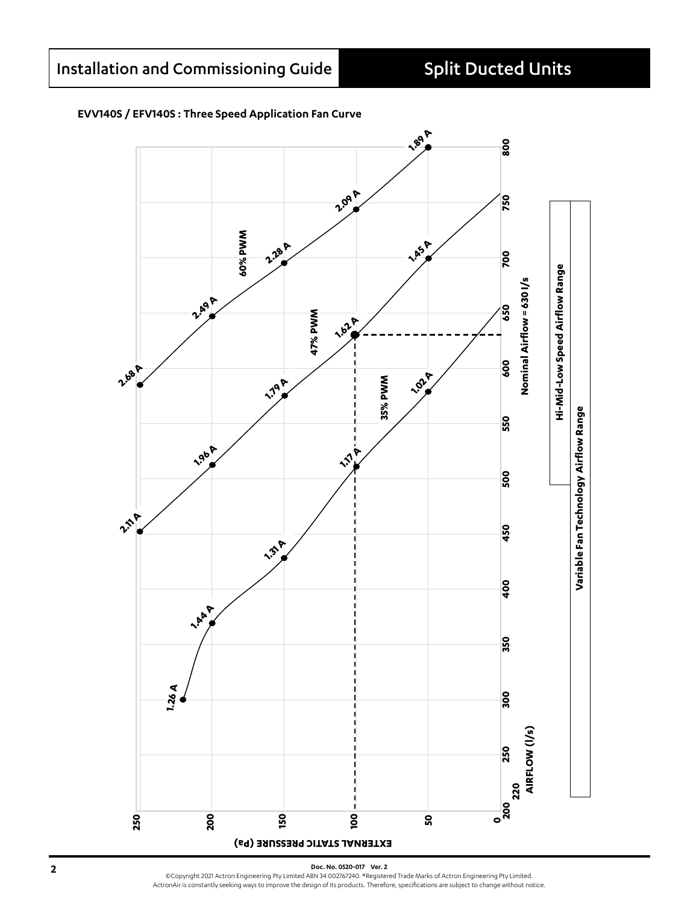## EVV140S / EFV140S : Three Speed Application Fan Curve

EXTERNAL STATIC PRESSURE (Pa)

250
200
150
100
50
0

200
220
250
300
350
400
450
500
550
600
650
700
750
800

AIRFLOW (l/s)

Nominal Airflow = 630 l/s

60% PWM: 2.68 A, 2.49 A, 2.28 A, 2.09 A, 1.89 A

47% PWM: 2.11 A, 1.96 A, 1.79 A, 1.62 A, 1.45 A

35% PWM: 1.26 A, 1.44 A, 1.31 A, 1.17 A, 1.02 A

Hi-Mid-Low Speed Airflow Range

Variable Fan Technology Airflow Range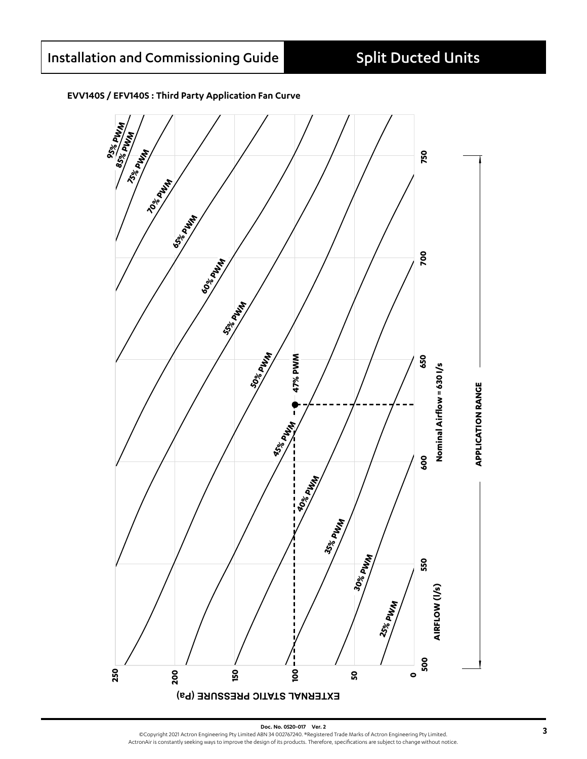### EVV140S / EFV140S : Third Party Application Fan Curve

95% PWM
85% PWM
75% PWM
70% PWM
65% PWM
60% PWM
55% PWM
50% PWM
47% PWM
45% PWM
40% PWM
35% PWM
30% PWM
25% PWM

EXTERNAL STATIC PRESSURE (Pa)

250
200
150
100
50
0

AIRFLOW (l/s)

500
550
600
650
700
750

Nominal Airflow = 630 l/s

APPLICATION RANGE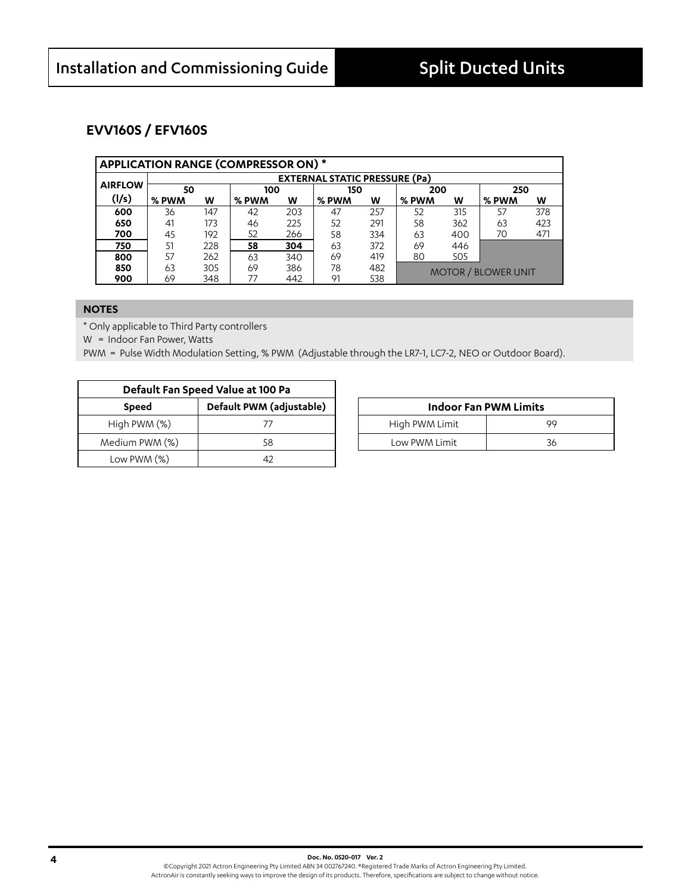## EVV160S / EFV160S

| APPLICATION RANGE (COMPRESSOR ON) * | | | | | | | | | | |
|---|---|---|---|---|---|---|---|---|---|---|
| AIRFLOW (l/s) | EXTERNAL STATIC PRESSURE (Pa) | | | | | | | | | |
| | 50 | | 100 | | 150 | | 200 | | 250 | |
| | % PWM | W | % PWM | W | % PWM | W | % PWM | W | % PWM | W |
| **600** | 36 | 147 | 42 | 203 | 47 | 257 | 52 | 315 | 57 | 378 |
| **650** | 41 | 173 | 46 | 225 | 52 | 291 | 58 | 362 | 63 | 423 |
| **700** | 45 | 192 | 52 | 266 | 58 | 334 | 63 | 400 | 70 | 471 |
| **750** | 51 | 228 | **58** | **304** | 63 | 372 | 69 | 446 | | |
| **800** | 57 | 262 | 63 | 340 | 69 | 419 | 80 | 505 | | |
| **850** | 63 | 305 | 69 | 386 | 78 | 482 | MOTOR / BLOWER UNIT | | | |
| **900** | 69 | 348 | 77 | 442 | 91 | 538 | | | | |

**NOTES**

* Only applicable to Third Party controllers

W = Indoor Fan Power, Watts

PWM = Pulse Width Modulation Setting, % PWM (Adjustable through the LR7-1, LC7-2, NEO or Outdoor Board).

| Default Fan Speed Value at 100 Pa | |
|---|---|
| **Speed** | **Default PWM (adjustable)** |
| High PWM (%) | 77 |
| Medium PWM (%) | 58 |
| Low PWM (%) | 42 |

| Indoor Fan PWM Limits | |
|---|---|
| High PWM Limit | 99 |
| Low PWM Limit | 36 |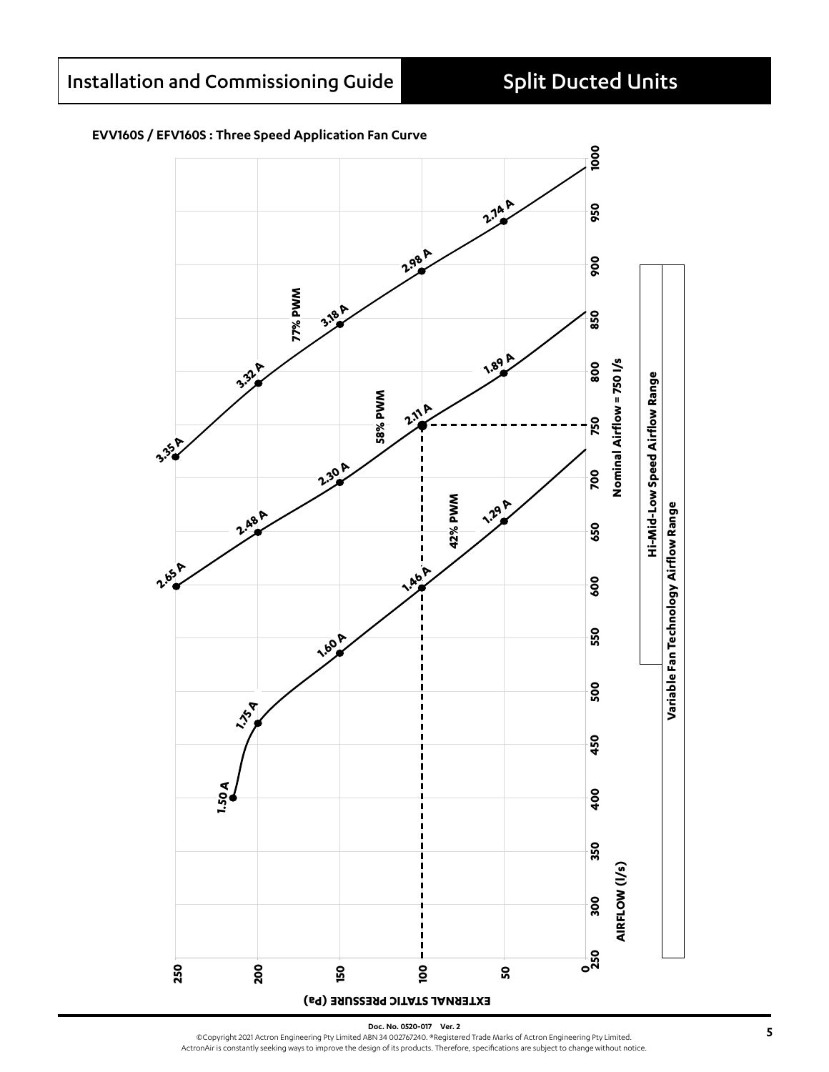**EVV160S / EFV160S : Three Speed Application Fan Curve**

EXTERNAL STATIC PRESSURE (Pa)

AIRFLOW (l/s)

Nominal Airflow = 750 l/s

77% PWM: 3.35 A, 3.32 A, 3.18 A, 2.98 A, 2.74 A

58% PWM: 2.65 A, 2.48 A, 2.30 A, 2.11 A, 1.89 A

42% PWM: 1.50 A, 1.75 A, 1.60 A, 1.46 A, 1.29 A

Hi-Mid-Low Speed Airflow Range

Variable Fan Technology Airflow Range

Doc. No. 0520-017 Ver. 2

©Copyright 2021 Actron Engineering Pty Limited ABN 34 002767240. ®Registered Trade Marks of Actron Engineering Pty Limited.
ActronAir is constantly seeking ways to improve the design of its products. Therefore, specifications are subject to change without notice.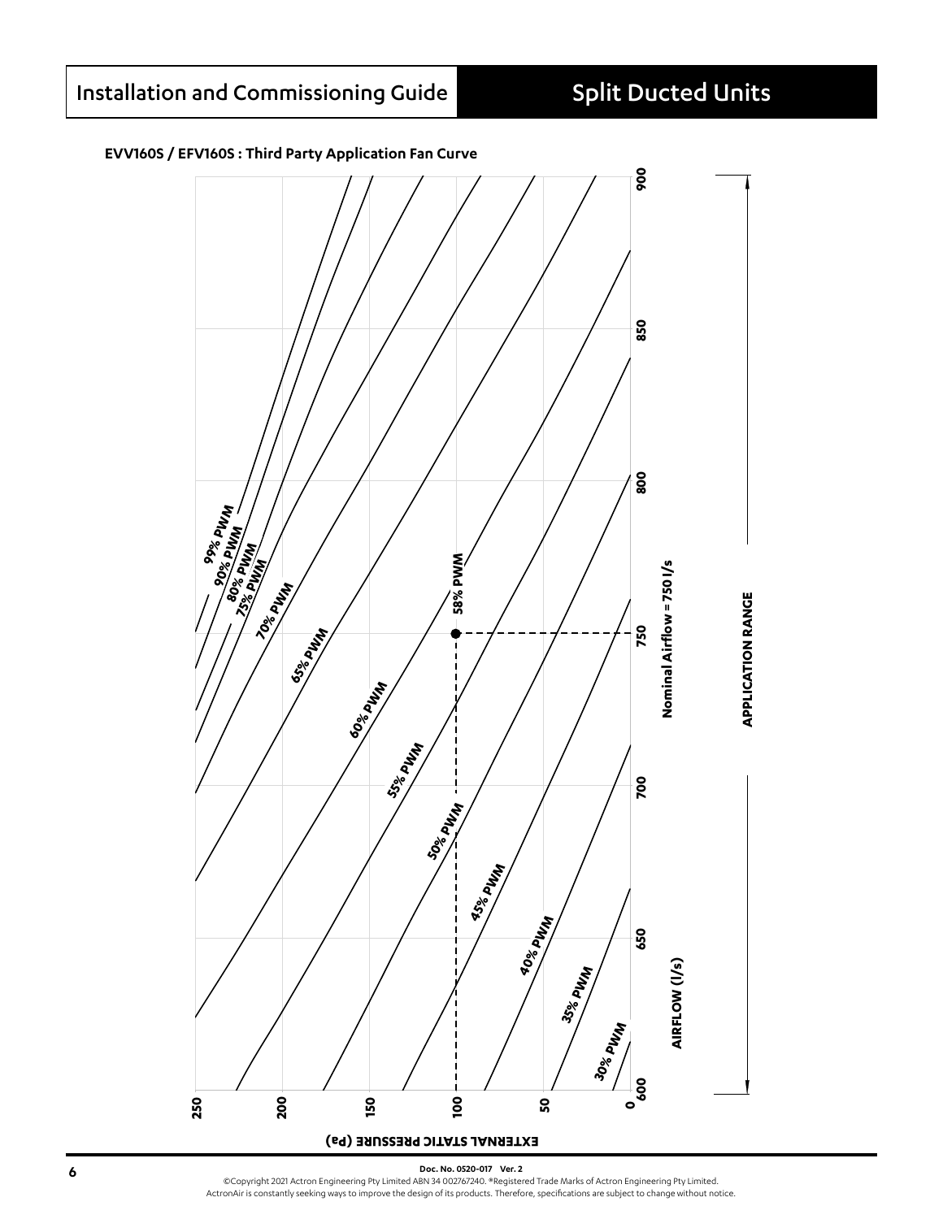### EVV160S / EFV160S : Third Party Application Fan Curve

EXTERNAL STATIC PRESSURE (Pa)

250, 200, 150, 100, 50, 0

AIRFLOW (l/s)

600, 650, 700, 750, 800, 850, 900

99% PWM, 90% PWM, 80% PWM, 75% PWM, 70% PWM, 65% PWM, 60% PWM, 58% PWM, 55% PWM, 50% PWM, 45% PWM, 40% PWM, 35% PWM, 30% PWM

Nominal Airflow = 750 l/s

APPLICATION RANGE

Doc. No. 0520-017 Ver. 2

©Copyright 2021 Actron Engineering Pty Limited ABN 34 002767240. ®Registered Trade Marks of Actron Engineering Pty Limited.
ActronAir is constantly seeking ways to improve the design of its products. Therefore, specifications are subject to change without notice.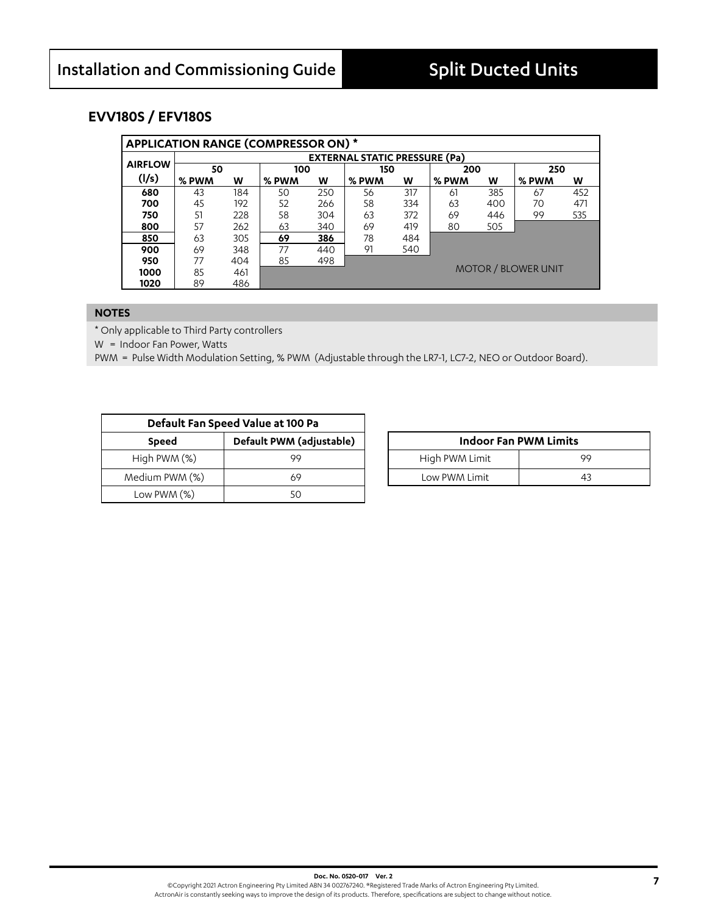## EVV180S / EFV180S

| APPLICATION RANGE (COMPRESSOR ON) * | | | | | | | | | | |
|---|---|---|---|---|---|---|---|---|---|---|
| AIRFLOW (l/s) | EXTERNAL STATIC PRESSURE (Pa) | | | | | | | | | |
| | 50 | | 100 | | 150 | | 200 | | 250 | |
| | % PWM | W | % PWM | W | % PWM | W | % PWM | W | % PWM | W |
| **680** | 43 | 184 | 50 | 250 | 56 | 317 | 61 | 385 | 67 | 452 |
| **700** | 45 | 192 | 52 | 266 | 58 | 334 | 63 | 400 | 70 | 471 |
| **750** | 51 | 228 | 58 | 304 | 63 | 372 | 69 | 446 | 99 | 535 |
| **800** | 57 | 262 | 63 | 340 | 69 | 419 | 80 | 505 | | |
| **850** | 63 | 305 | **69** | **386** | 78 | 484 | | | | |
| **900** | 69 | 348 | 77 | 440 | 91 | 540 | | | | |
| **950** | 77 | 404 | 85 | 498 | | | | | | |
| **1000** | 85 | 461 | | | | | MOTOR / BLOWER UNIT | | | |
| **1020** | 89 | 486 | | | | | | | | |

**NOTES**

* Only applicable to Third Party controllers

W = Indoor Fan Power, Watts

PWM = Pulse Width Modulation Setting, % PWM (Adjustable through the LR7-1, LC7-2, NEO or Outdoor Board).

| Default Fan Speed Value at 100 Pa | |
|---|---|
| **Speed** | **Default PWM (adjustable)** |
| High PWM (%) | 99 |
| Medium PWM (%) | 69 |
| Low PWM (%) | 50 |

| Indoor Fan PWM Limits | |
|---|---|
| High PWM Limit | 99 |
| Low PWM Limit | 43 |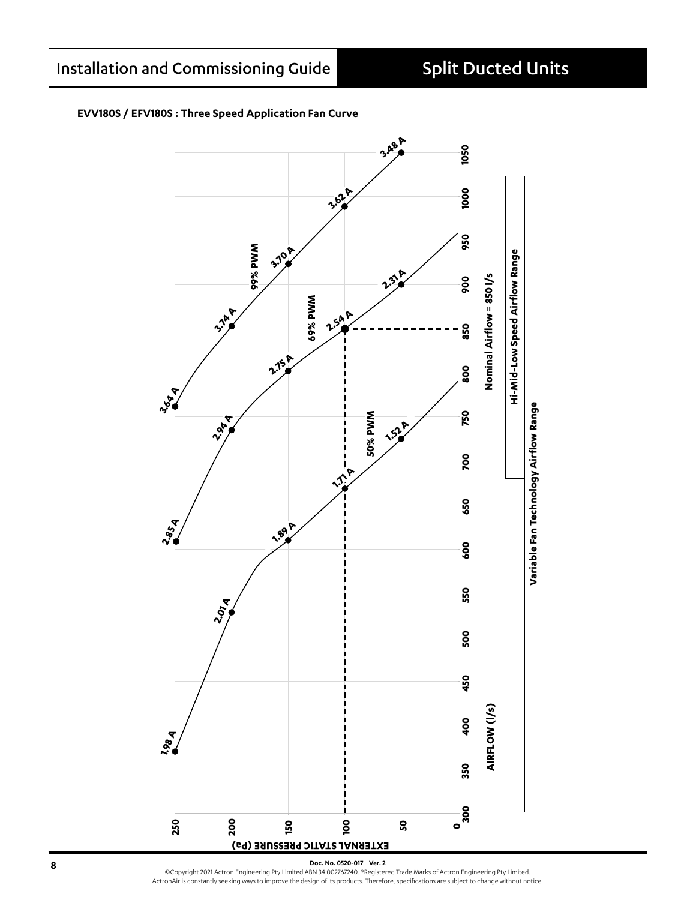**EVV180S / EFV180S : Three Speed Application Fan Curve**

EXTERNAL STATIC PRESSURE (Pa)

AIRFLOW (l/s)

99% PWM: 3.64 A, 3.74 A, 3.70 A, 3.62 A, 3.48 A

69% PWM: 2.85 A, 2.94 A, 2.75 A, 2.54 A, 2.31 A

50% PWM: 1.98 A, 2.01 A, 1.89 A, 1.71 A, 1.52 A

Nominal Airflow = 850 l/s

Hi-Mid-Low Speed Airflow Range

Variable Fan Technology Airflow Range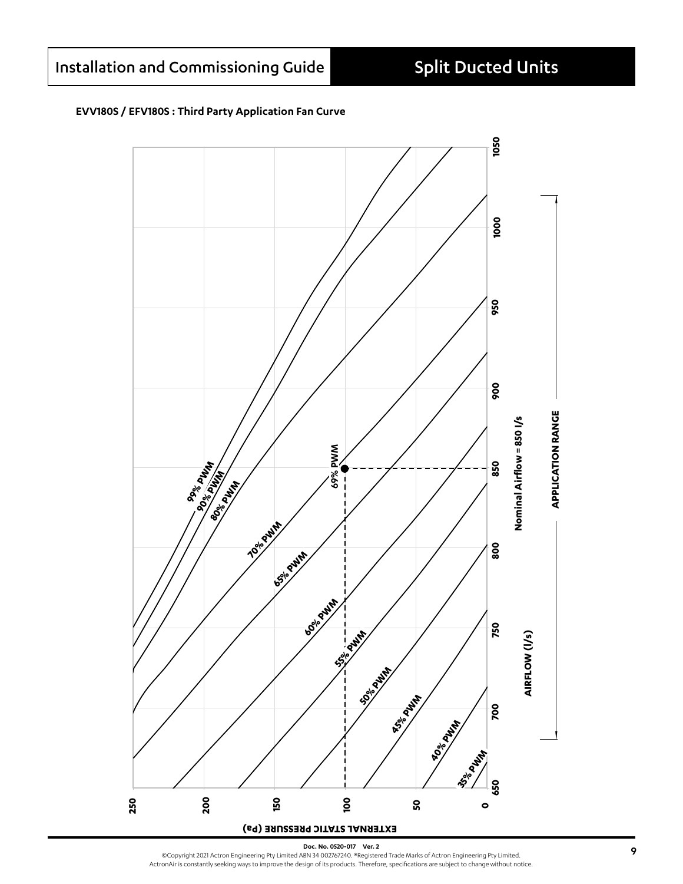**EVV180S / EFV180S : Third Party Application Fan Curve**

EXTERNAL STATIC PRESSURE (Pa): 0, 50, 100, 150, 200, 250

AIRFLOW (l/s): 650, 700, 750, 800, 850, 900, 950, 1000, 1050

99% PWM

90% PWM

80% PWM

70% PWM

69% PWM

65% PWM

60% PWM

55% PWM

50% PWM

45% PWM

40% PWM

35% PWM

Nominal Airflow = 850 l/s

APPLICATION RANGE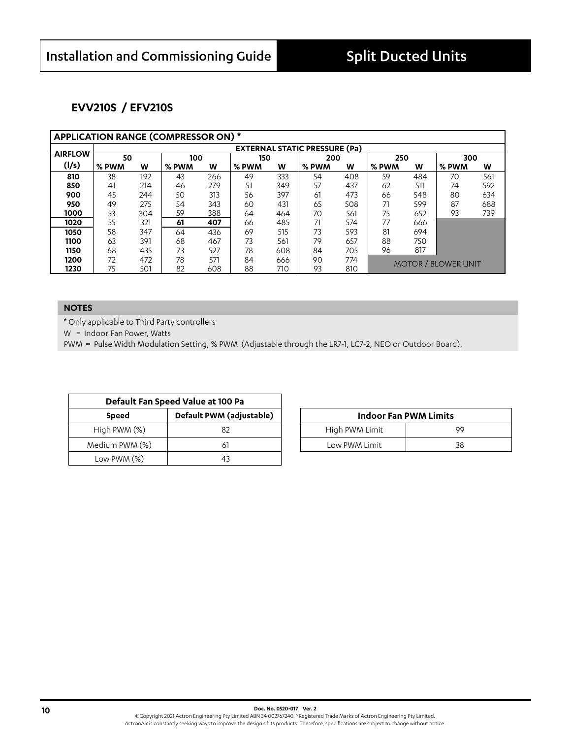## EVV210S / EFV210S

| APPLICATION RANGE (COMPRESSOR ON) * | | | | | | | | | | | | |
|---|---|---|---|---|---|---|---|---|---|---|---|---|
| **AIRFLOW (l/s)** | **EXTERNAL STATIC PRESSURE (Pa)** | | | | | | | | | | | |
| | **50** | | **100** | | **150** | | **200** | | **250** | | **300** | |
| | **% PWM** | **W** | **% PWM** | **W** | **% PWM** | **W** | **% PWM** | **W** | **% PWM** | **W** | **% PWM** | **W** |
| **810** | 38 | 192 | 43 | 266 | 49 | 333 | 54 | 408 | 59 | 484 | 70 | 561 |
| **850** | 41 | 214 | 46 | 279 | 51 | 349 | 57 | 437 | 62 | 511 | 74 | 592 |
| **900** | 45 | 244 | 50 | 313 | 56 | 397 | 61 | 473 | 66 | 548 | 80 | 634 |
| **950** | 49 | 275 | 54 | 343 | 60 | 431 | 65 | 508 | 71 | 599 | 87 | 688 |
| **1000** | 53 | 304 | 59 | 388 | 64 | 464 | 70 | 561 | 75 | 652 | 93 | 739 |
| **1020** | 55 | 321 | **61** | **407** | 66 | 485 | 71 | 574 | 77 | 666 | | |
| **1050** | 58 | 347 | 64 | 436 | 69 | 515 | 73 | 593 | 81 | 694 | | |
| **1100** | 63 | 391 | 68 | 467 | 73 | 561 | 79 | 657 | 88 | 750 | | |
| **1150** | 68 | 435 | 73 | 527 | 78 | 608 | 84 | 705 | 96 | 817 | | |
| **1200** | 72 | 472 | 78 | 571 | 84 | 666 | 90 | 774 | MOTOR / BLOWER UNIT | | | |
| **1230** | 75 | 501 | 82 | 608 | 88 | 710 | 93 | 810 | | | | |

**NOTES**

\* Only applicable to Third Party controllers

W = Indoor Fan Power, Watts

PWM = Pulse Width Modulation Setting, % PWM (Adjustable through the LR7-1, LC7-2, NEO or Outdoor Board).

| Default Fan Speed Value at 100 Pa | |
|---|---|
| **Speed** | **Default PWM (adjustable)** |
| High PWM (%) | 82 |
| Medium PWM (%) | 61 |
| Low PWM (%) | 43 |

| Indoor Fan PWM Limits | |
|---|---|
| High PWM Limit | 99 |
| Low PWM Limit | 38 |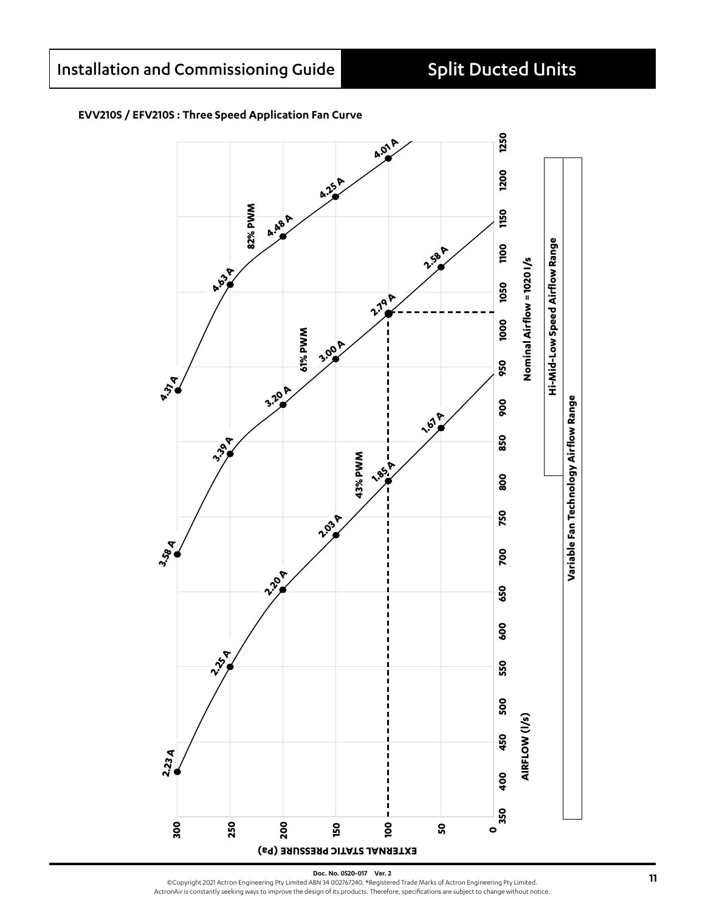**EVV210S / EFV210S : Three Speed Application Fan Curve**

EXTERNAL STATIC PRESSURE (Pa)

300
250
200
150
100
50
0

AIRFLOW (l/s)

350 400 450 500 550 600 650 700 750 800 850 900 950 1000 1050 1100 1150 1200 1250

82% PWM

4.31 A
4.63 A
4.48 A
4.25 A
4.01 A

61% PWM

3.58 A
3.39 A
3.20 A
3.00 A
2.79 A
2.58 A

43% PWM

2.23 A
2.25 A
2.20 A
2.03 A
1.85 A
1.67 A

Nominal Airflow = 1020 l/s

Hi-Mid-Low Speed Airflow Range

Variable Fan Technology Airflow Range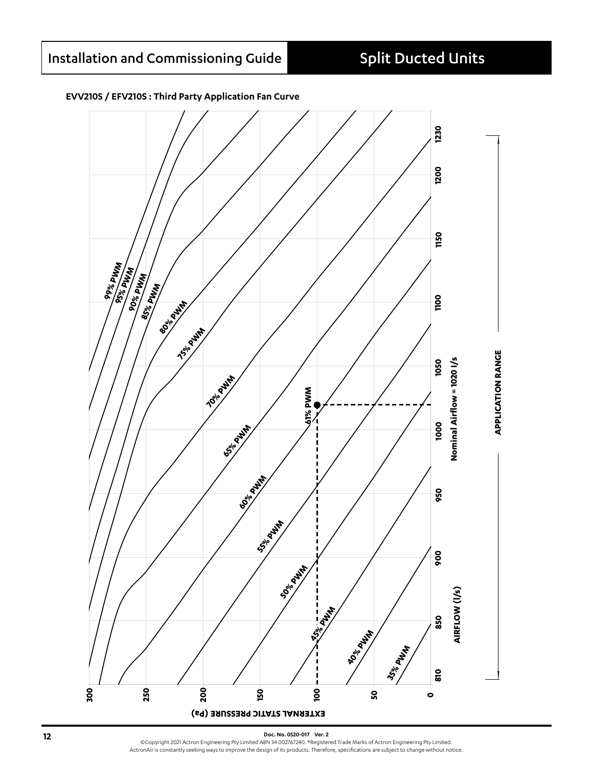**EVV210S / EFV210S : Third Party Application Fan Curve**

EXTERNAL STATIC PRESSURE (Pa): 300, 250, 200, 150, 100, 50, 0

AIRFLOW (l/s): 810, 850, 900, 950, 1000, 1050, 1100, 1150, 1200, 1230

99% PWM
95% PWM
90% PWM
85% PWM
80% PWM
75% PWM
70% PWM
65% PWM
61% PWM
60% PWM
55% PWM
50% PWM
45% PWM
40% PWM
35% PWM

Nominal Airflow = 1020 l/s

APPLICATION RANGE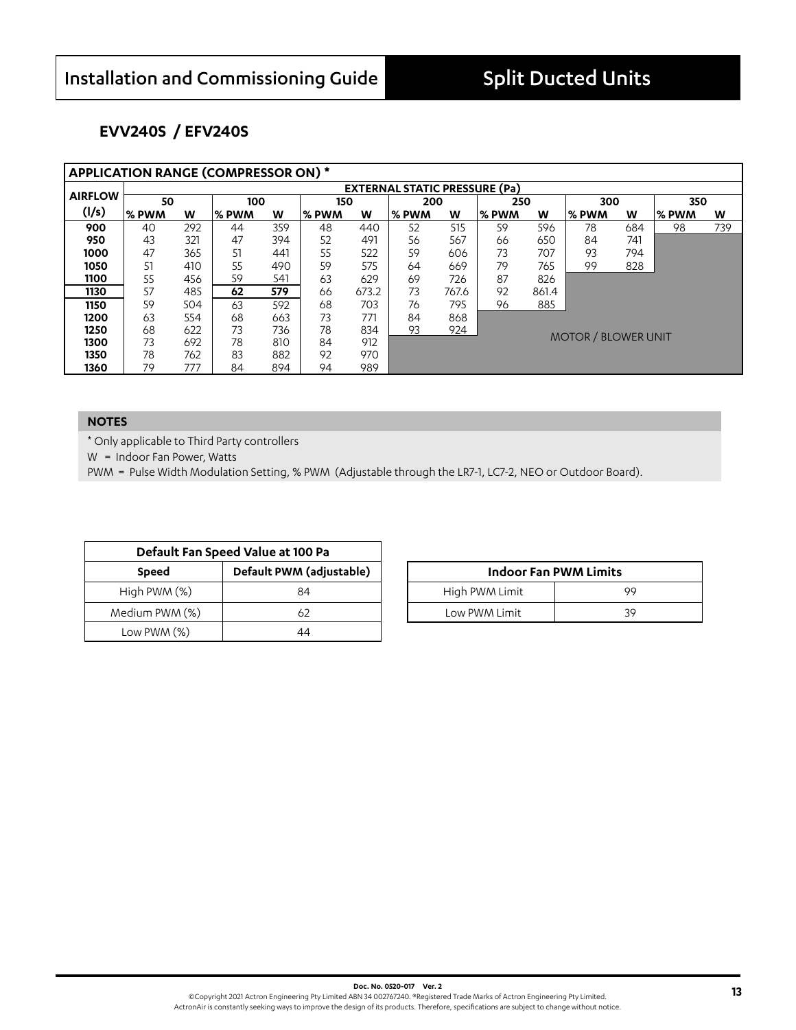## EVV240S / EFV240S

| APPLICATION RANGE (COMPRESSOR ON) * | | | | | | | | | | | | | | |
|---|---|---|---|---|---|---|---|---|---|---|---|---|---|---|
| AIRFLOW (l/s) | EXTERNAL STATIC PRESSURE (Pa) | | | | | | | | | | | | | |
| | 50 | | 100 | | 150 | | 200 | | 250 | | 300 | | 350 | |
| | % PWM | W | % PWM | W | % PWM | W | % PWM | W | % PWM | W | % PWM | W | % PWM | W |
| **900** | 40 | 292 | 44 | 359 | 48 | 440 | 52 | 515 | 59 | 596 | 78 | 684 | 98 | 739 |
| **950** | 43 | 321 | 47 | 394 | 52 | 491 | 56 | 567 | 66 | 650 | 84 | 741 | | |
| **1000** | 47 | 365 | 51 | 441 | 55 | 522 | 59 | 606 | 73 | 707 | 93 | 794 | | |
| **1050** | 51 | 410 | 55 | 490 | 59 | 575 | 64 | 669 | 79 | 765 | 99 | 828 | | |
| **1100** | 55 | 456 | 59 | 541 | 63 | 629 | 69 | 726 | 87 | 826 | | | | |
| **1130** | 57 | 485 | **62** | **579** | 66 | 673.2 | 73 | 767.6 | 92 | 861.4 | | | | |
| **1150** | 59 | 504 | 63 | 592 | 68 | 703 | 76 | 795 | 96 | 885 | | | | |
| **1200** | 63 | 554 | 68 | 663 | 73 | 771 | 84 | 868 | | | | | | |
| **1250** | 68 | 622 | 73 | 736 | 78 | 834 | 93 | 924 | | | | | | |
| **1300** | 73 | 692 | 78 | 810 | 84 | 912 | | | MOTOR / BLOWER UNIT | | | | | |
| **1350** | 78 | 762 | 83 | 882 | 92 | 970 | | | | | | | | |
| **1360** | 79 | 777 | 84 | 894 | 94 | 989 | | | | | | | | |

**NOTES**

\* Only applicable to Third Party controllers

W = Indoor Fan Power, Watts

PWM = Pulse Width Modulation Setting, % PWM (Adjustable through the LR7-1, LC7-2, NEO or Outdoor Board).

| Default Fan Speed Value at 100 Pa | |
|---|---|
| **Speed** | **Default PWM (adjustable)** |
| High PWM (%) | 84 |
| Medium PWM (%) | 62 |
| Low PWM (%) | 44 |

| Indoor Fan PWM Limits | |
|---|---|
| High PWM Limit | 99 |
| Low PWM Limit | 39 |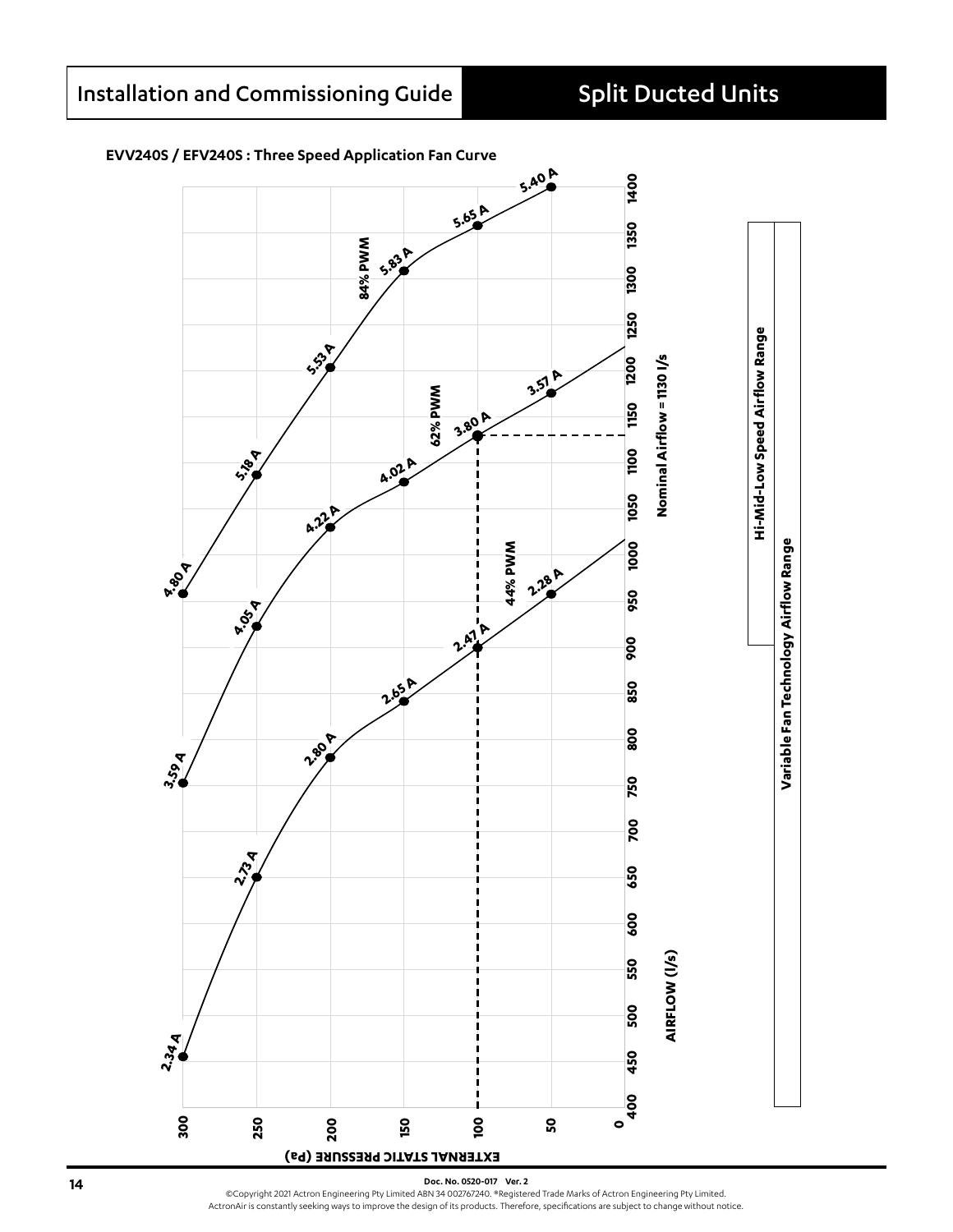### EVV240S / EFV240S : Three Speed Application Fan Curve

EXTERNAL STATIC PRESSURE (Pa)

300, 250, 200, 150, 100, 50, 0

AIRFLOW (l/s)

400, 450, 500, 550, 600, 650, 700, 750, 800, 850, 900, 950, 1000, 1050, 1100, 1150, 1200, 1250, 1300, 1350, 1400

84% PWM: 4.80 A, 5.18 A, 5.53 A, 5.83 A, 5.65 A, 5.40 A

62% PWM: 3.59 A, 4.05 A, 4.22 A, 4.02 A, 3.80 A, 3.57 A

44% PWM: 2.34 A, 2.73 A, 2.80 A, 2.65 A, 2.47 A, 2.28 A

Nominal Airflow = 1130 l/s

Hi-Mid-Low Speed Airflow Range

Variable Fan Technology Airflow Range

Doc. No. 0520-017 Ver. 2

©Copyright 2021 Actron Engineering Pty Limited ABN 34 002767240. ®Registered Trade Marks of Actron Engineering Pty Limited.
ActronAir is constantly seeking ways to improve the design of its products. Therefore, specifications are subject to change without notice.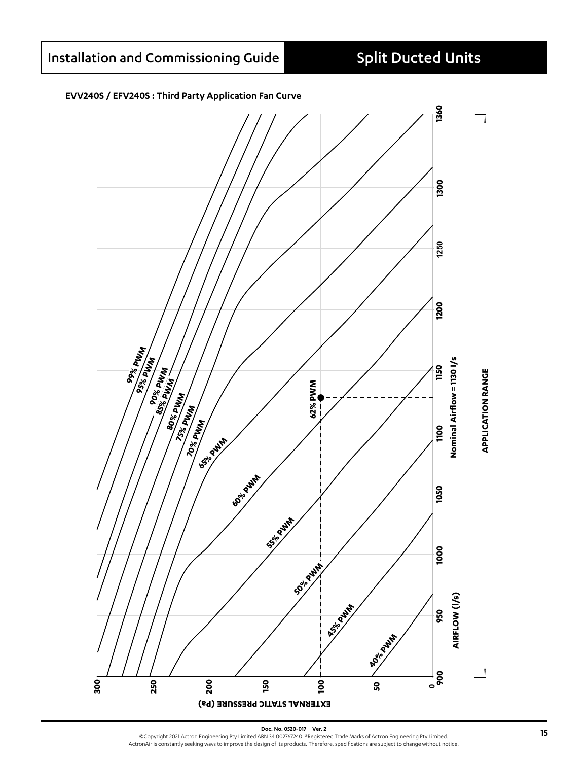**EVV240S / EFV240S : Third Party Application Fan Curve**

99% PWM
95% PWM
90% PWM
85% PWM
80% PWM
75% PWM
70% PWM
65% PWM
60% PWM
62% PWM
55% PWM
50% PWM
45% PWM
40% PWM

EXTERNAL STATIC PRESSURE (Pa)

300
250
200
150
100
50
0

AIRFLOW (l/s)

900
950
1000
1050
1100
1150
1200
1250
1300
1360

Nominal Airflow = 1130 l/s

APPLICATION RANGE

Doc. No. 0520-017 Ver. 2

©Copyright 2021 Actron Engineering Pty Limited ABN 34 002767240. ®Registered Trade Marks of Actron Engineering Pty Limited.
ActronAir is constantly seeking ways to improve the design of its products. Therefore, specifications are subject to change without notice.